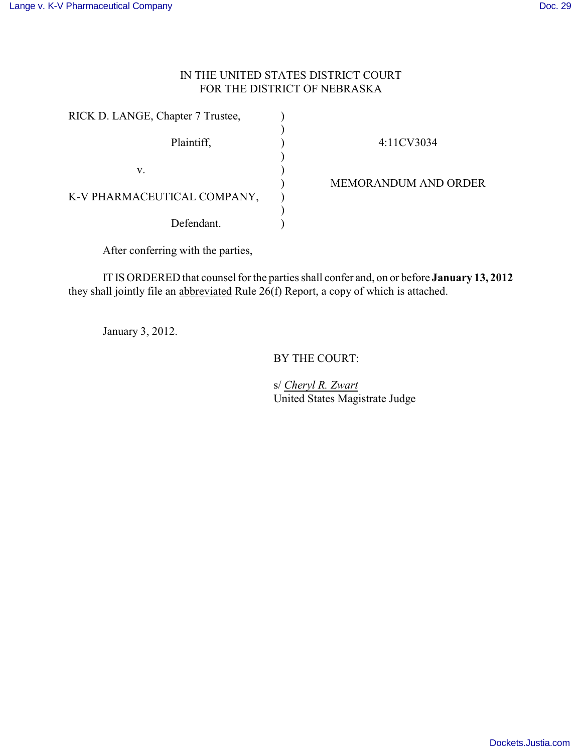IN THE UNITED STATES DISTRICT COURT
FOR THE DISTRICT OF NEBRASKA

| | | |
|---|---|---|
| RICK D. LANGE, Chapter 7 Trustee, | ) | |
| | ) | |
| Plaintiff, | ) | 4:11CV3034 |
| | ) | |
| v. | ) | |
| | ) | MEMORANDUM AND ORDER |
| K-V PHARMACEUTICAL COMPANY, | ) | |
| | ) | |
| Defendant. | ) | |

After conferring with the parties,

IT IS ORDERED that counsel for the parties shall confer and, on or before **January 13, 2012** they shall jointly file an abbreviated Rule 26(f) Report, a copy of which is attached.

January 3, 2012.

BY THE COURT:

s/ *Cheryl R. Zwart*
United States Magistrate Judge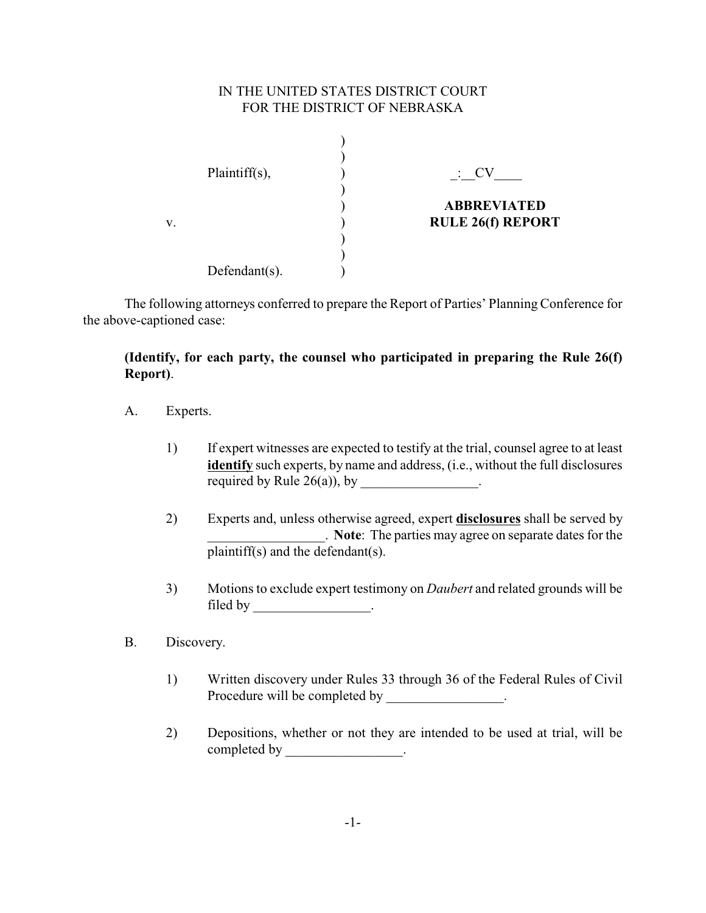IN THE UNITED STATES DISTRICT COURT
FOR THE DISTRICT OF NEBRASKA

| | | |
|---|---|---|
| Plaintiff(s), | ) | _:__CV____ |
| v. | ) | **ABBREVIATED RULE 26(f) REPORT** |
| Defendant(s). | ) | |

The following attorneys conferred to prepare the Report of Parties' Planning Conference for the above-captioned case:

**(Identify, for each party, the counsel who participated in preparing the Rule 26(f) Report)**.

A. Experts.

1) If expert witnesses are expected to testify at the trial, counsel agree to at least **identify** such experts, by name and address, (i.e., without the full disclosures required by Rule 26(a)), by _________________.

2) Experts and, unless otherwise agreed, expert **disclosures** shall be served by _________________. **Note**: The parties may agree on separate dates for the plaintiff(s) and the defendant(s).

3) Motions to exclude expert testimony on *Daubert* and related grounds will be filed by _________________.

B. Discovery.

1) Written discovery under Rules 33 through 36 of the Federal Rules of Civil Procedure will be completed by _________________.

2) Depositions, whether or not they are intended to be used at trial, will be completed by _________________.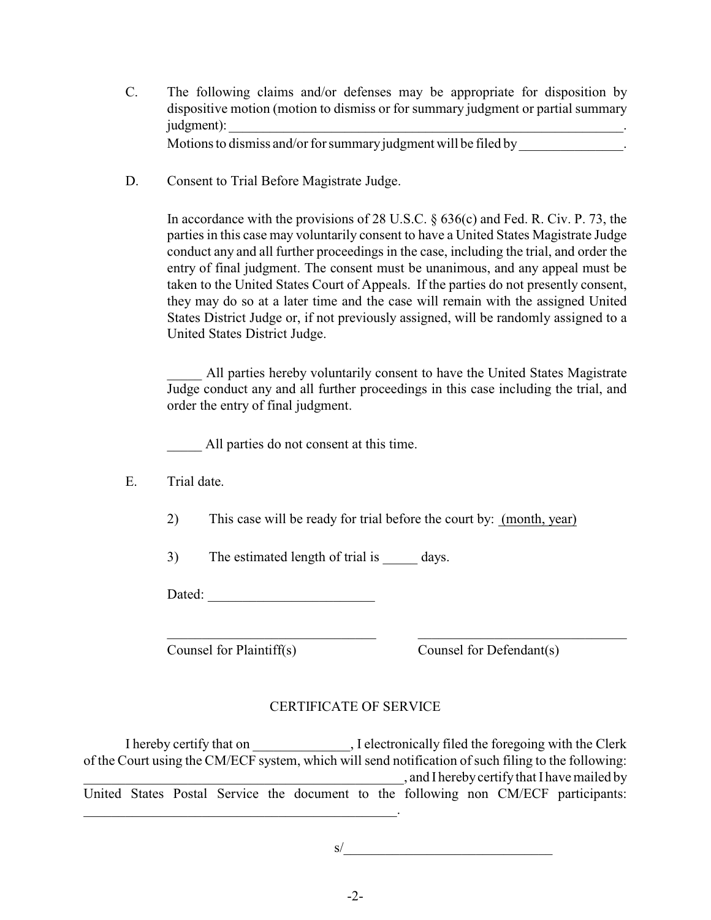C. The following claims and/or defenses may be appropriate for disposition by dispositive motion (motion to dismiss or for summary judgment or partial summary judgment): ______________________________________________________________.

Motions to dismiss and/or for summary judgment will be filed by _______________.

D. Consent to Trial Before Magistrate Judge.

In accordance with the provisions of 28 U.S.C. § 636(c) and Fed. R. Civ. P. 73, the parties in this case may voluntarily consent to have a United States Magistrate Judge conduct any and all further proceedings in the case, including the trial, and order the entry of final judgment. The consent must be unanimous, and any appeal must be taken to the United States Court of Appeals. If the parties do not presently consent, they may do so at a later time and the case will remain with the assigned United States District Judge or, if not previously assigned, will be randomly assigned to a United States District Judge.

_____ All parties hereby voluntarily consent to have the United States Magistrate Judge conduct any and all further proceedings in this case including the trial, and order the entry of final judgment.

_____ All parties do not consent at this time.

E. Trial date.

2) This case will be ready for trial before the court by: (month, year)

3) The estimated length of trial is _____ days.

Dated: ________________________

______________________________ Counsel for Plaintiff(s)

______________________________ Counsel for Defendant(s)

## CERTIFICATE OF SERVICE

I hereby certify that on ______________, I electronically filed the foregoing with the Clerk of the Court using the CM/ECF system, which will send notification of such filing to the following: ________________________________________________, and I hereby certify that I have mailed by United States Postal Service the document to the following non CM/ECF participants: ________________________________________________.

s/______________________________